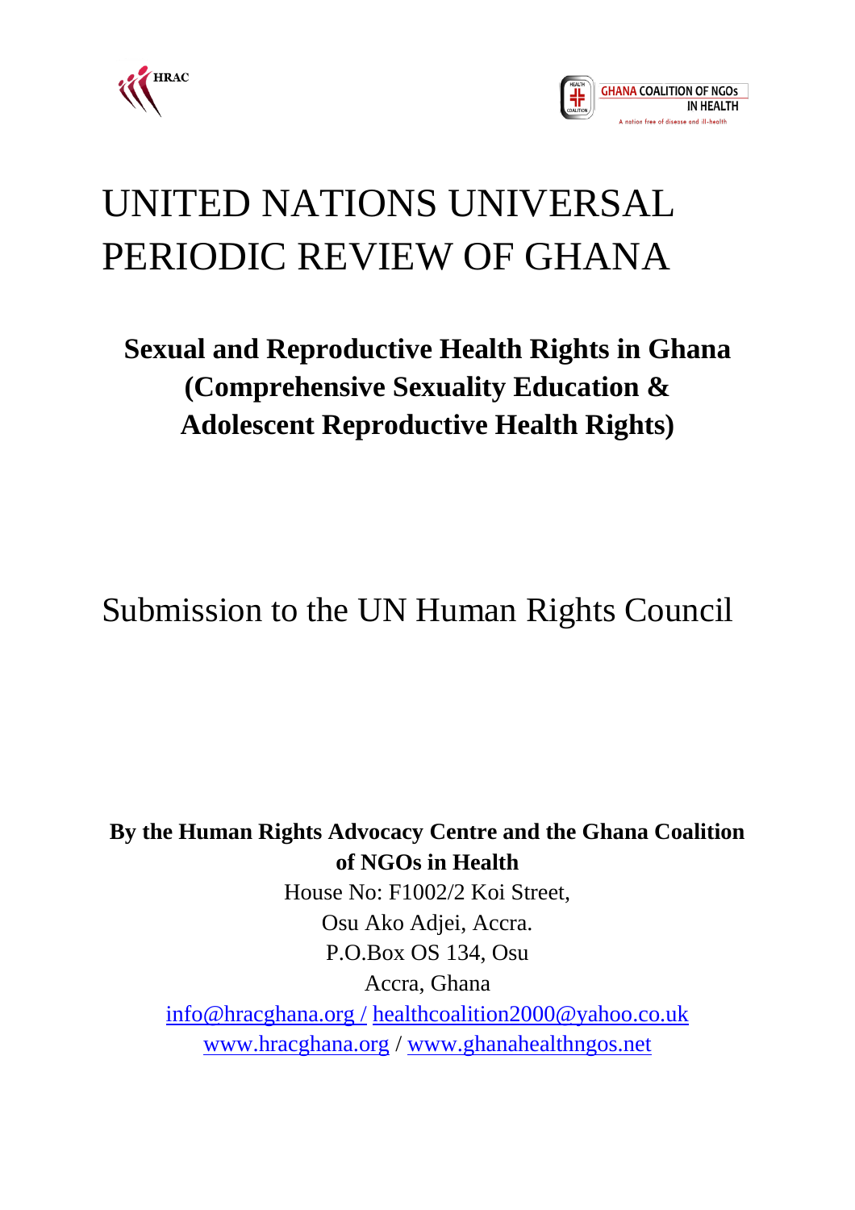HRAC

GHANA COALITION OF NGOs IN HEALTH

A nation free of disease and ill-health

# UNITED NATIONS UNIVERSAL PERIODIC REVIEW OF GHANA

## Sexual and Reproductive Health Rights in Ghana (Comprehensive Sexuality Education & Adolescent Reproductive Health Rights)

# Submission to the UN Human Rights Council

**By the Human Rights Advocacy Centre and the Ghana Coalition of NGOs in Health**

House No: F1002/2 Koi Street,
Osu Ako Adjei, Accra.
P.O.Box OS 134, Osu
Accra, Ghana
info@hracghana.org / healthcoalition2000@yahoo.co.uk
www.hracghana.org / www.ghanahealthngos.net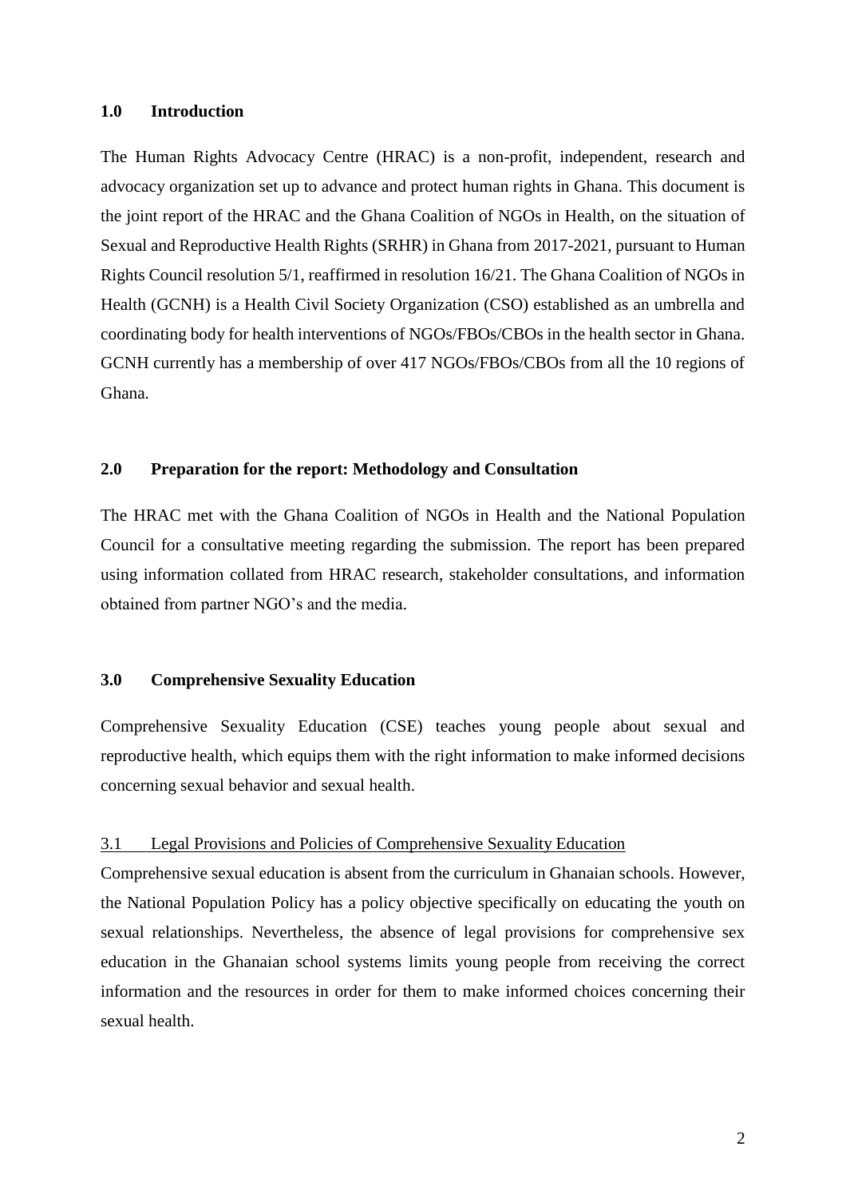## 1.0 Introduction

The Human Rights Advocacy Centre (HRAC) is a non-profit, independent, research and advocacy organization set up to advance and protect human rights in Ghana. This document is the joint report of the HRAC and the Ghana Coalition of NGOs in Health, on the situation of Sexual and Reproductive Health Rights (SRHR) in Ghana from 2017-2021, pursuant to Human Rights Council resolution 5/1, reaffirmed in resolution 16/21. The Ghana Coalition of NGOs in Health (GCNH) is a Health Civil Society Organization (CSO) established as an umbrella and coordinating body for health interventions of NGOs/FBOs/CBOs in the health sector in Ghana. GCNH currently has a membership of over 417 NGOs/FBOs/CBOs from all the 10 regions of Ghana.

## 2.0 Preparation for the report: Methodology and Consultation

The HRAC met with the Ghana Coalition of NGOs in Health and the National Population Council for a consultative meeting regarding the submission. The report has been prepared using information collated from HRAC research, stakeholder consultations, and information obtained from partner NGO's and the media.

## 3.0 Comprehensive Sexuality Education

Comprehensive Sexuality Education (CSE) teaches young people about sexual and reproductive health, which equips them with the right information to make informed decisions concerning sexual behavior and sexual health.

### 3.1 Legal Provisions and Policies of Comprehensive Sexuality Education

Comprehensive sexual education is absent from the curriculum in Ghanaian schools. However, the National Population Policy has a policy objective specifically on educating the youth on sexual relationships. Nevertheless, the absence of legal provisions for comprehensive sex education in the Ghanaian school systems limits young people from receiving the correct information and the resources in order for them to make informed choices concerning their sexual health.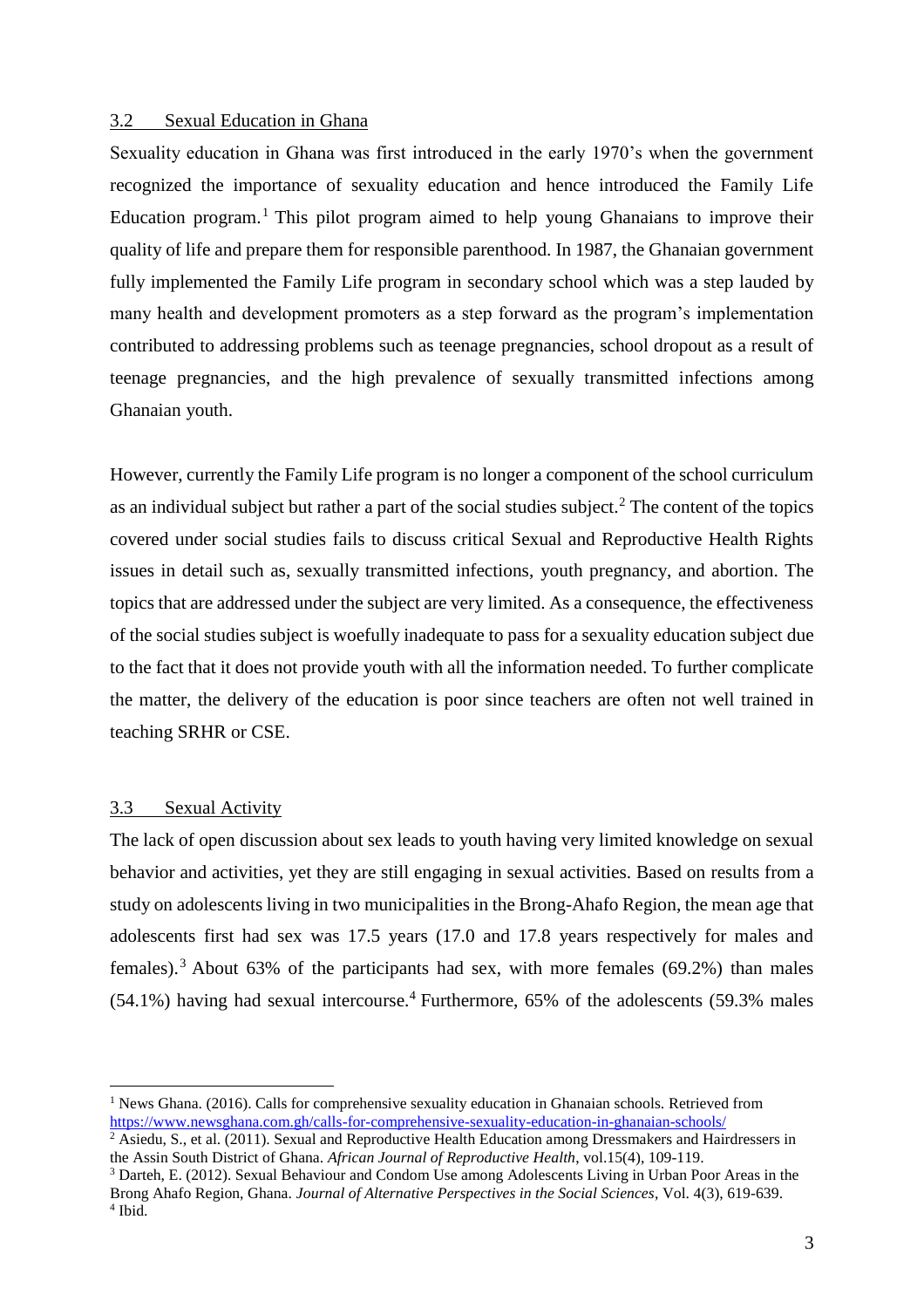## 3.2 Sexual Education in Ghana

Sexuality education in Ghana was first introduced in the early 1970's when the government recognized the importance of sexuality education and hence introduced the Family Life Education program.[1] This pilot program aimed to help young Ghanaians to improve their quality of life and prepare them for responsible parenthood. In 1987, the Ghanaian government fully implemented the Family Life program in secondary school which was a step lauded by many health and development promoters as a step forward as the program's implementation contributed to addressing problems such as teenage pregnancies, school dropout as a result of teenage pregnancies, and the high prevalence of sexually transmitted infections among Ghanaian youth.

However, currently the Family Life program is no longer a component of the school curriculum as an individual subject but rather a part of the social studies subject.[2] The content of the topics covered under social studies fails to discuss critical Sexual and Reproductive Health Rights issues in detail such as, sexually transmitted infections, youth pregnancy, and abortion. The topics that are addressed under the subject are very limited. As a consequence, the effectiveness of the social studies subject is woefully inadequate to pass for a sexuality education subject due to the fact that it does not provide youth with all the information needed. To further complicate the matter, the delivery of the education is poor since teachers are often not well trained in teaching SRHR or CSE.

## 3.3 Sexual Activity

The lack of open discussion about sex leads to youth having very limited knowledge on sexual behavior and activities, yet they are still engaging in sexual activities. Based on results from a study on adolescents living in two municipalities in the Brong-Ahafo Region, the mean age that adolescents first had sex was 17.5 years (17.0 and 17.8 years respectively for males and females).[3] About 63% of the participants had sex, with more females (69.2%) than males (54.1%) having had sexual intercourse.[4] Furthermore, 65% of the adolescents (59.3% males

---

[1] News Ghana. (2016). Calls for comprehensive sexuality education in Ghanaian schools. Retrieved from https://www.newsghana.com.gh/calls-for-comprehensive-sexuality-education-in-ghanaian-schools/

[2] Asiedu, S., et al. (2011). Sexual and Reproductive Health Education among Dressmakers and Hairdressers in the Assin South District of Ghana. *African Journal of Reproductive Health*, vol.15(4), 109-119.

[3] Darteh, E. (2012). Sexual Behaviour and Condom Use among Adolescents Living in Urban Poor Areas in the Brong Ahafo Region, Ghana. *Journal of Alternative Perspectives in the Social Sciences*, Vol. 4(3), 619-639.

[4] Ibid.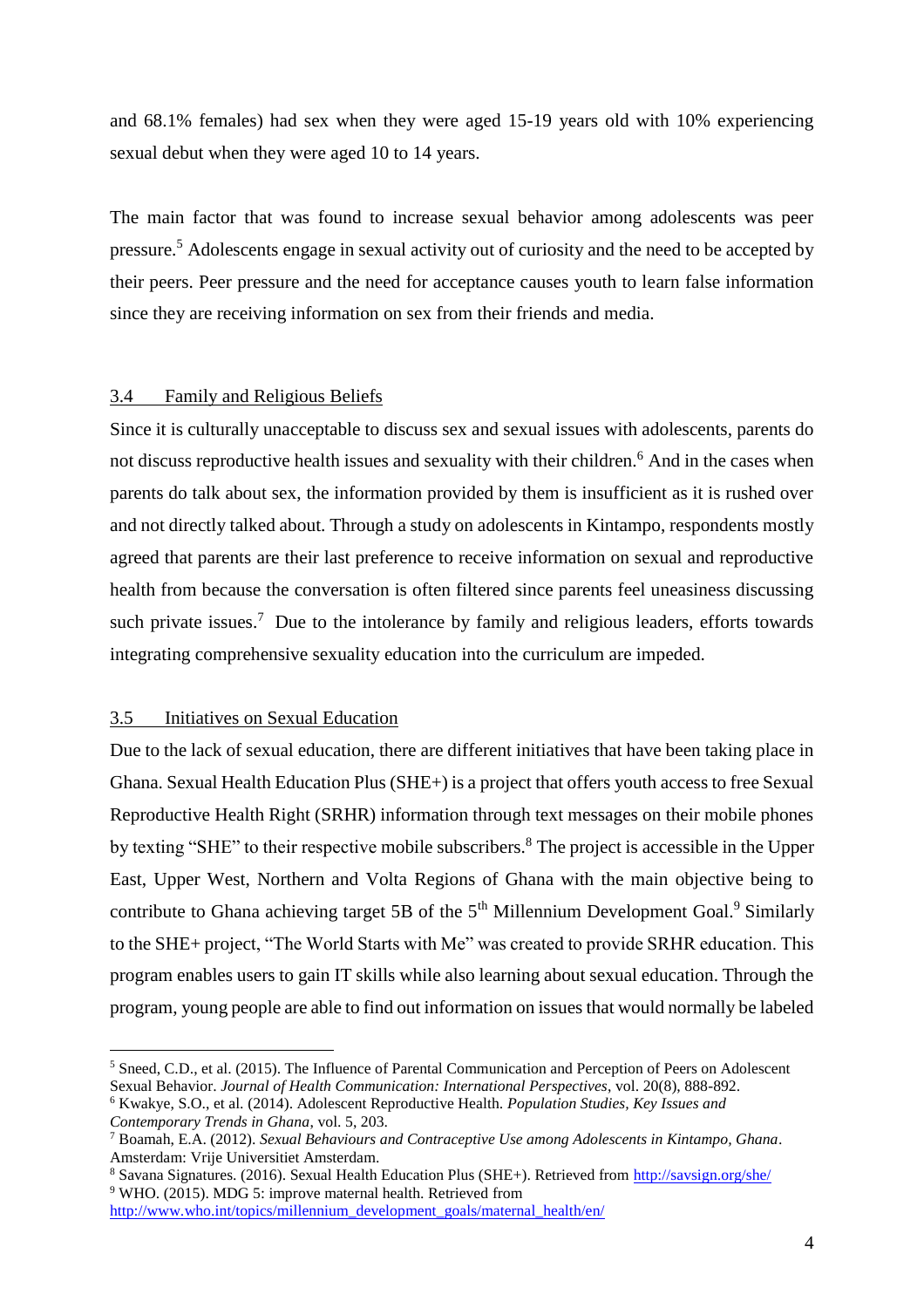and 68.1% females) had sex when they were aged 15-19 years old with 10% experiencing sexual debut when they were aged 10 to 14 years.

The main factor that was found to increase sexual behavior among adolescents was peer pressure.[5] Adolescents engage in sexual activity out of curiosity and the need to be accepted by their peers. Peer pressure and the need for acceptance causes youth to learn false information since they are receiving information on sex from their friends and media.

### 3.4 Family and Religious Beliefs

Since it is culturally unacceptable to discuss sex and sexual issues with adolescents, parents do not discuss reproductive health issues and sexuality with their children.[6] And in the cases when parents do talk about sex, the information provided by them is insufficient as it is rushed over and not directly talked about. Through a study on adolescents in Kintampo, respondents mostly agreed that parents are their last preference to receive information on sexual and reproductive health from because the conversation is often filtered since parents feel uneasiness discussing such private issues.[7] Due to the intolerance by family and religious leaders, efforts towards integrating comprehensive sexuality education into the curriculum are impeded.

### 3.5 Initiatives on Sexual Education

Due to the lack of sexual education, there are different initiatives that have been taking place in Ghana. Sexual Health Education Plus (SHE+) is a project that offers youth access to free Sexual Reproductive Health Right (SRHR) information through text messages on their mobile phones by texting "SHE" to their respective mobile subscribers.[8] The project is accessible in the Upper East, Upper West, Northern and Volta Regions of Ghana with the main objective being to contribute to Ghana achieving target 5B of the 5th Millennium Development Goal.[9] Similarly to the SHE+ project, "The World Starts with Me" was created to provide SRHR education. This program enables users to gain IT skills while also learning about sexual education. Through the program, young people are able to find out information on issues that would normally be labeled

---

[5] Sneed, C.D., et al. (2015). The Influence of Parental Communication and Perception of Peers on Adolescent Sexual Behavior. *Journal of Health Communication: International Perspectives*, vol. 20(8), 888-892.

[6] Kwakye, S.O., et al. (2014). Adolescent Reproductive Health. *Population Studies, Key Issues and Contemporary Trends in Ghana*, vol. 5, 203.

[7] Boamah, E.A. (2012). *Sexual Behaviours and Contraceptive Use among Adolescents in Kintampo, Ghana*. Amsterdam: Vrije Universitiet Amsterdam.

[8] Savana Signatures. (2016). Sexual Health Education Plus (SHE+). Retrieved from http://savsign.org/she/

[9] WHO. (2015). MDG 5: improve maternal health. Retrieved from http://www.who.int/topics/millennium_development_goals/maternal_health/en/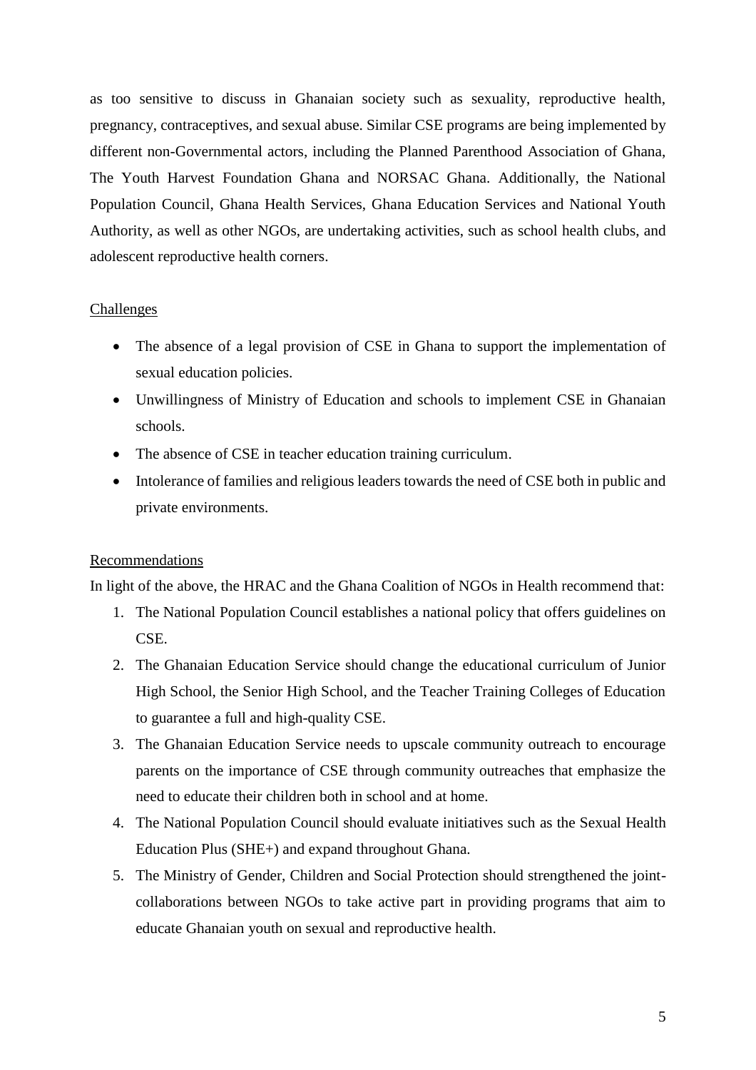as too sensitive to discuss in Ghanaian society such as sexuality, reproductive health, pregnancy, contraceptives, and sexual abuse. Similar CSE programs are being implemented by different non-Governmental actors, including the Planned Parenthood Association of Ghana, The Youth Harvest Foundation Ghana and NORSAC Ghana. Additionally, the National Population Council, Ghana Health Services, Ghana Education Services and National Youth Authority, as well as other NGOs, are undertaking activities, such as school health clubs, and adolescent reproductive health corners.

<u>Challenges</u>

- The absence of a legal provision of CSE in Ghana to support the implementation of sexual education policies.
- Unwillingness of Ministry of Education and schools to implement CSE in Ghanaian schools.
- The absence of CSE in teacher education training curriculum.
- Intolerance of families and religious leaders towards the need of CSE both in public and private environments.

<u>Recommendations</u>

In light of the above, the HRAC and the Ghana Coalition of NGOs in Health recommend that:

1. The National Population Council establishes a national policy that offers guidelines on CSE.
2. The Ghanaian Education Service should change the educational curriculum of Junior High School, the Senior High School, and the Teacher Training Colleges of Education to guarantee a full and high-quality CSE.
3. The Ghanaian Education Service needs to upscale community outreach to encourage parents on the importance of CSE through community outreaches that emphasize the need to educate their children both in school and at home.
4. The National Population Council should evaluate initiatives such as the Sexual Health Education Plus (SHE+) and expand throughout Ghana.
5. The Ministry of Gender, Children and Social Protection should strengthened the joint-collaborations between NGOs to take active part in providing programs that aim to educate Ghanaian youth on sexual and reproductive health.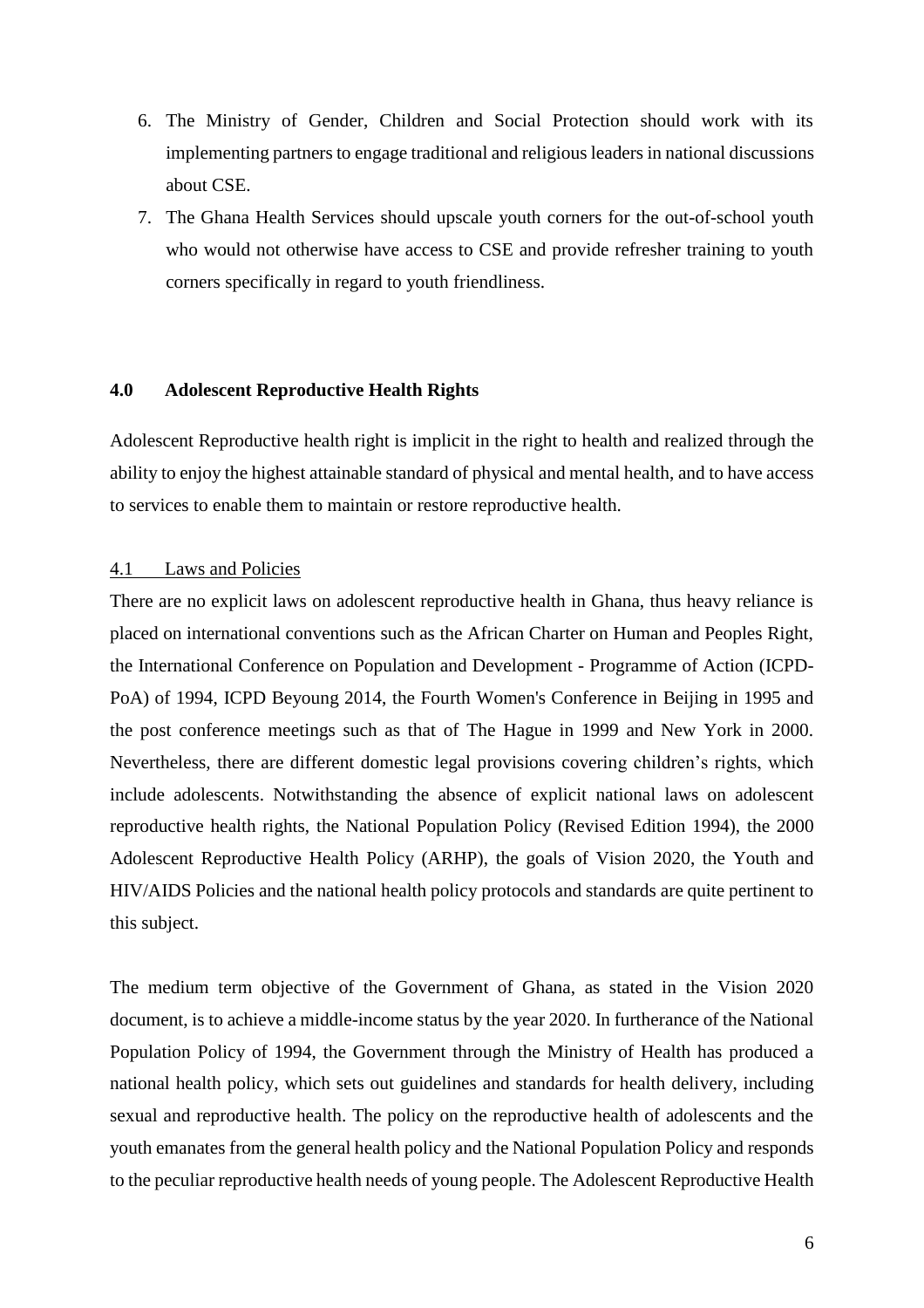6. The Ministry of Gender, Children and Social Protection should work with its implementing partners to engage traditional and religious leaders in national discussions about CSE.
7. The Ghana Health Services should upscale youth corners for the out-of-school youth who would not otherwise have access to CSE and provide refresher training to youth corners specifically in regard to youth friendliness.

## 4.0 Adolescent Reproductive Health Rights

Adolescent Reproductive health right is implicit in the right to health and realized through the ability to enjoy the highest attainable standard of physical and mental health, and to have access to services to enable them to maintain or restore reproductive health.

### 4.1 Laws and Policies

There are no explicit laws on adolescent reproductive health in Ghana, thus heavy reliance is placed on international conventions such as the African Charter on Human and Peoples Right, the International Conference on Population and Development - Programme of Action (ICPD-PoA) of 1994, ICPD Beyoung 2014, the Fourth Women's Conference in Beijing in 1995 and the post conference meetings such as that of The Hague in 1999 and New York in 2000. Nevertheless, there are different domestic legal provisions covering children's rights, which include adolescents. Notwithstanding the absence of explicit national laws on adolescent reproductive health rights, the National Population Policy (Revised Edition 1994), the 2000 Adolescent Reproductive Health Policy (ARHP), the goals of Vision 2020, the Youth and HIV/AIDS Policies and the national health policy protocols and standards are quite pertinent to this subject.

The medium term objective of the Government of Ghana, as stated in the Vision 2020 document, is to achieve a middle-income status by the year 2020. In furtherance of the National Population Policy of 1994, the Government through the Ministry of Health has produced a national health policy, which sets out guidelines and standards for health delivery, including sexual and reproductive health. The policy on the reproductive health of adolescents and the youth emanates from the general health policy and the National Population Policy and responds to the peculiar reproductive health needs of young people. The Adolescent Reproductive Health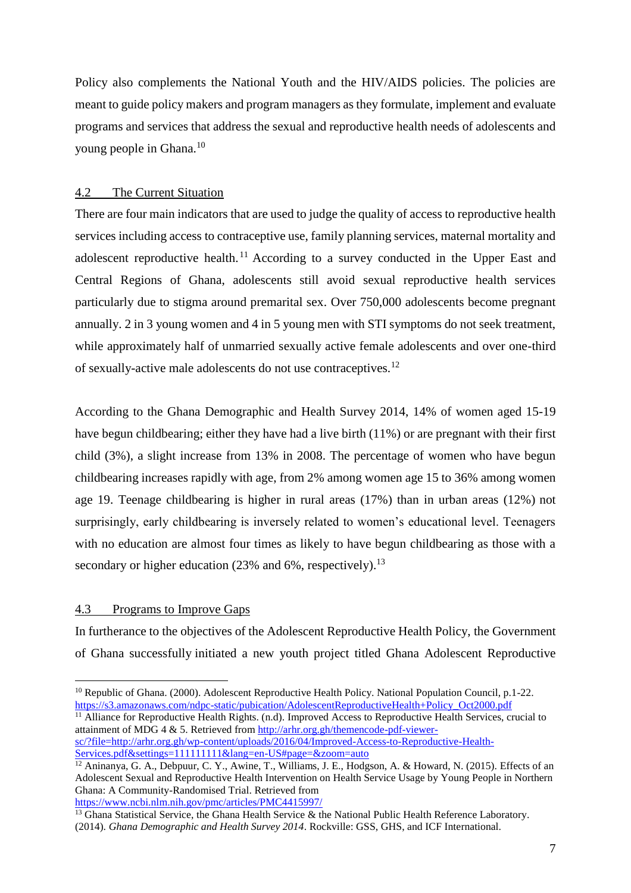Policy also complements the National Youth and the HIV/AIDS policies. The policies are meant to guide policy makers and program managers as they formulate, implement and evaluate programs and services that address the sexual and reproductive health needs of adolescents and young people in Ghana.[10]

## 4.2 The Current Situation

There are four main indicators that are used to judge the quality of access to reproductive health services including access to contraceptive use, family planning services, maternal mortality and adolescent reproductive health.[11] According to a survey conducted in the Upper East and Central Regions of Ghana, adolescents still avoid sexual reproductive health services particularly due to stigma around premarital sex. Over 750,000 adolescents become pregnant annually. 2 in 3 young women and 4 in 5 young men with STI symptoms do not seek treatment, while approximately half of unmarried sexually active female adolescents and over one-third of sexually-active male adolescents do not use contraceptives.[12]

According to the Ghana Demographic and Health Survey 2014, 14% of women aged 15-19 have begun childbearing; either they have had a live birth (11%) or are pregnant with their first child (3%), a slight increase from 13% in 2008. The percentage of women who have begun childbearing increases rapidly with age, from 2% among women age 15 to 36% among women age 19. Teenage childbearing is higher in rural areas (17%) than in urban areas (12%) not surprisingly, early childbearing is inversely related to women's educational level. Teenagers with no education are almost four times as likely to have begun childbearing as those with a secondary or higher education (23% and 6%, respectively).[13]

## 4.3 Programs to Improve Gaps

In furtherance to the objectives of the Adolescent Reproductive Health Policy, the Government of Ghana successfully initiated a new youth project titled Ghana Adolescent Reproductive

---

[10] Republic of Ghana. (2000). Adolescent Reproductive Health Policy. National Population Council, p.1-22. https://s3.amazonaws.com/ndpc-static/pubication/AdolescentReproductiveHealth+Policy_Oct2000.pdf

[11] Alliance for Reproductive Health Rights. (n.d). Improved Access to Reproductive Health Services, crucial to attainment of MDG 4 & 5. Retrieved from http://arhr.org.gh/themencode-pdf-viewer-sc/?file=http://arhr.org.gh/wp-content/uploads/2016/04/Improved-Access-to-Reproductive-Health-Services.pdf&settings=111111111&lang=en-US#page=&zoom=auto

[12] Aninanya, G. A., Debpuur, C. Y., Awine, T., Williams, J. E., Hodgson, A. & Howard, N. (2015). Effects of an Adolescent Sexual and Reproductive Health Intervention on Health Service Usage by Young People in Northern Ghana: A Community-Randomised Trial. Retrieved from https://www.ncbi.nlm.nih.gov/pmc/articles/PMC4415997/

[13] Ghana Statistical Service, the Ghana Health Service & the National Public Health Reference Laboratory. (2014). *Ghana Demographic and Health Survey 2014*. Rockville: GSS, GHS, and ICF International.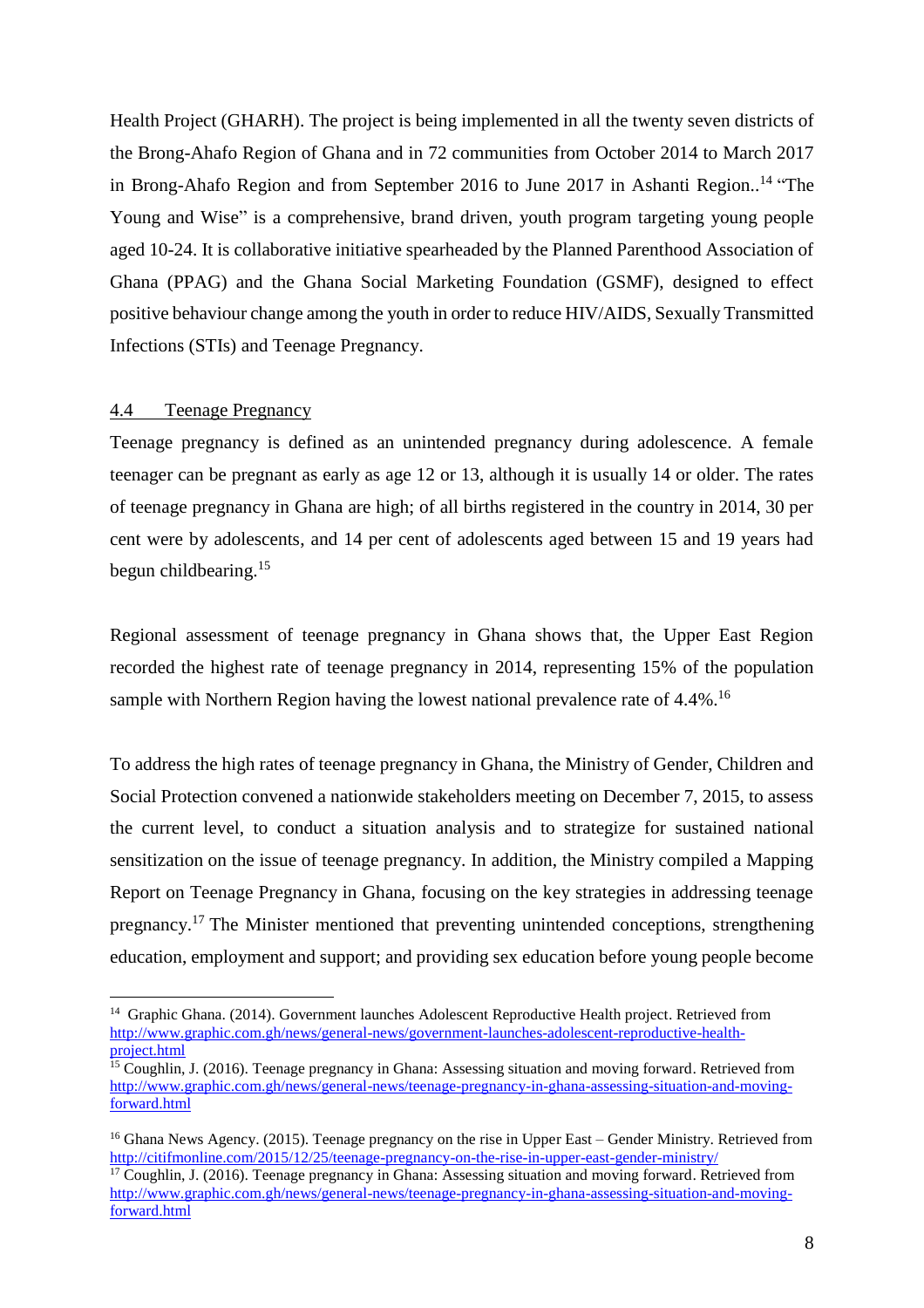Health Project (GHARH). The project is being implemented in all the twenty seven districts of the Brong-Ahafo Region of Ghana and in 72 communities from October 2014 to March 2017 in Brong-Ahafo Region and from September 2016 to June 2017 in Ashanti Region..[14] "The Young and Wise" is a comprehensive, brand driven, youth program targeting young people aged 10-24. It is collaborative initiative spearheaded by the Planned Parenthood Association of Ghana (PPAG) and the Ghana Social Marketing Foundation (GSMF), designed to effect positive behaviour change among the youth in order to reduce HIV/AIDS, Sexually Transmitted Infections (STIs) and Teenage Pregnancy.

### 4.4 Teenage Pregnancy

Teenage pregnancy is defined as an unintended pregnancy during adolescence. A female teenager can be pregnant as early as age 12 or 13, although it is usually 14 or older. The rates of teenage pregnancy in Ghana are high; of all births registered in the country in 2014, 30 per cent were by adolescents, and 14 per cent of adolescents aged between 15 and 19 years had begun childbearing.[15]

Regional assessment of teenage pregnancy in Ghana shows that, the Upper East Region recorded the highest rate of teenage pregnancy in 2014, representing 15% of the population sample with Northern Region having the lowest national prevalence rate of 4.4%.[16]

To address the high rates of teenage pregnancy in Ghana, the Ministry of Gender, Children and Social Protection convened a nationwide stakeholders meeting on December 7, 2015, to assess the current level, to conduct a situation analysis and to strategize for sustained national sensitization on the issue of teenage pregnancy. In addition, the Ministry compiled a Mapping Report on Teenage Pregnancy in Ghana, focusing on the key strategies in addressing teenage pregnancy.[17] The Minister mentioned that preventing unintended conceptions, strengthening education, employment and support; and providing sex education before young people become

---

[14] Graphic Ghana. (2014). Government launches Adolescent Reproductive Health project. Retrieved from http://www.graphic.com.gh/news/general-news/government-launches-adolescent-reproductive-health-project.html

[15] Coughlin, J. (2016). Teenage pregnancy in Ghana: Assessing situation and moving forward. Retrieved from http://www.graphic.com.gh/news/general-news/teenage-pregnancy-in-ghana-assessing-situation-and-moving-forward.html

[16] Ghana News Agency. (2015). Teenage pregnancy on the rise in Upper East – Gender Ministry. Retrieved from http://citifmonline.com/2015/12/25/teenage-pregnancy-on-the-rise-in-upper-east-gender-ministry/

[17] Coughlin, J. (2016). Teenage pregnancy in Ghana: Assessing situation and moving forward. Retrieved from http://www.graphic.com.gh/news/general-news/teenage-pregnancy-in-ghana-assessing-situation-and-moving-forward.html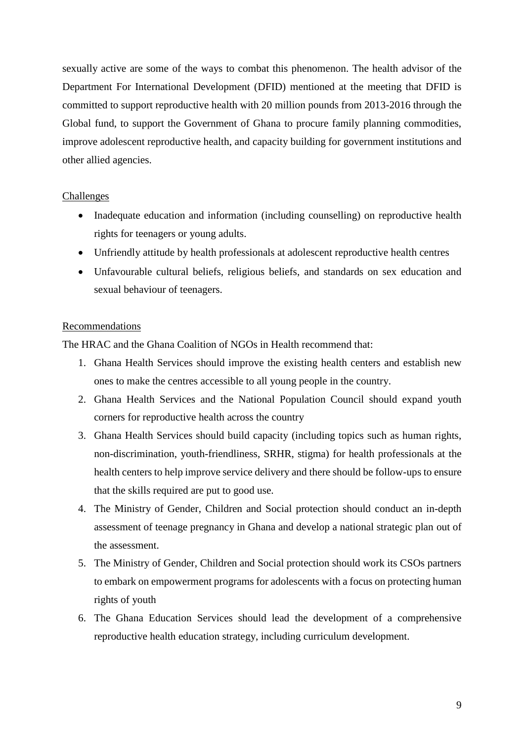sexually active are some of the ways to combat this phenomenon. The health advisor of the Department For International Development (DFID) mentioned at the meeting that DFID is committed to support reproductive health with 20 million pounds from 2013-2016 through the Global fund, to support the Government of Ghana to procure family planning commodities, improve adolescent reproductive health, and capacity building for government institutions and other allied agencies.

Challenges

- Inadequate education and information (including counselling) on reproductive health rights for teenagers or young adults.
- Unfriendly attitude by health professionals at adolescent reproductive health centres
- Unfavourable cultural beliefs, religious beliefs, and standards on sex education and sexual behaviour of teenagers.

Recommendations

The HRAC and the Ghana Coalition of NGOs in Health recommend that:

1. Ghana Health Services should improve the existing health centers and establish new ones to make the centres accessible to all young people in the country.
2. Ghana Health Services and the National Population Council should expand youth corners for reproductive health across the country
3. Ghana Health Services should build capacity (including topics such as human rights, non-discrimination, youth-friendliness, SRHR, stigma) for health professionals at the health centers to help improve service delivery and there should be follow-ups to ensure that the skills required are put to good use.
4. The Ministry of Gender, Children and Social protection should conduct an in-depth assessment of teenage pregnancy in Ghana and develop a national strategic plan out of the assessment.
5. The Ministry of Gender, Children and Social protection should work its CSOs partners to embark on empowerment programs for adolescents with a focus on protecting human rights of youth
6. The Ghana Education Services should lead the development of a comprehensive reproductive health education strategy, including curriculum development.